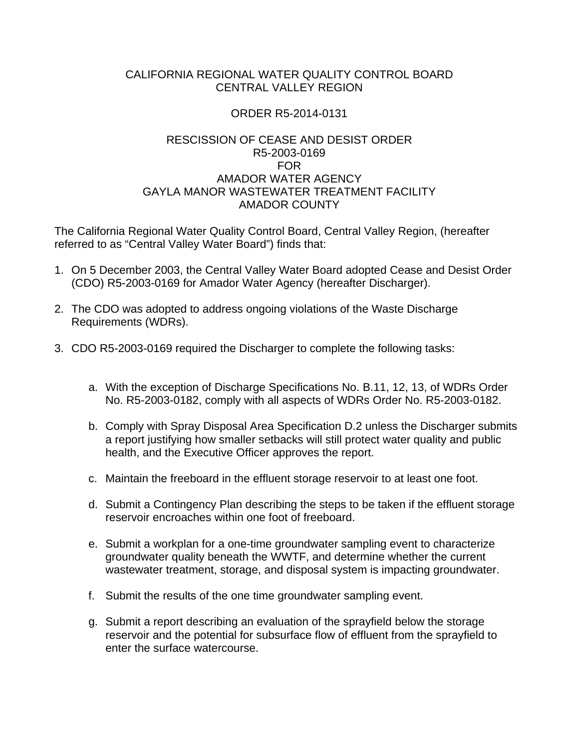CALIFORNIA REGIONAL WATER QUALITY CONTROL BOARD
CENTRAL VALLEY REGION

ORDER R5-2014-0131

RESCISSION OF CEASE AND DESIST ORDER
R5-2003-0169
FOR
AMADOR WATER AGENCY
GAYLA MANOR WASTEWATER TREATMENT FACILITY
AMADOR COUNTY

The California Regional Water Quality Control Board, Central Valley Region, (hereafter referred to as "Central Valley Water Board") finds that:

1. On 5 December 2003, the Central Valley Water Board adopted Cease and Desist Order (CDO) R5-2003-0169 for Amador Water Agency (hereafter Discharger).

2. The CDO was adopted to address ongoing violations of the Waste Discharge Requirements (WDRs).

3. CDO R5-2003-0169 required the Discharger to complete the following tasks:

    a. With the exception of Discharge Specifications No. B.11, 12, 13, of WDRs Order No. R5-2003-0182, comply with all aspects of WDRs Order No. R5-2003-0182.

    b. Comply with Spray Disposal Area Specification D.2 unless the Discharger submits a report justifying how smaller setbacks will still protect water quality and public health, and the Executive Officer approves the report.

    c. Maintain the freeboard in the effluent storage reservoir to at least one foot.

    d. Submit a Contingency Plan describing the steps to be taken if the effluent storage reservoir encroaches within one foot of freeboard.

    e. Submit a workplan for a one-time groundwater sampling event to characterize groundwater quality beneath the WWTF, and determine whether the current wastewater treatment, storage, and disposal system is impacting groundwater.

    f. Submit the results of the one time groundwater sampling event.

    g. Submit a report describing an evaluation of the sprayfield below the storage reservoir and the potential for subsurface flow of effluent from the sprayfield to enter the surface watercourse.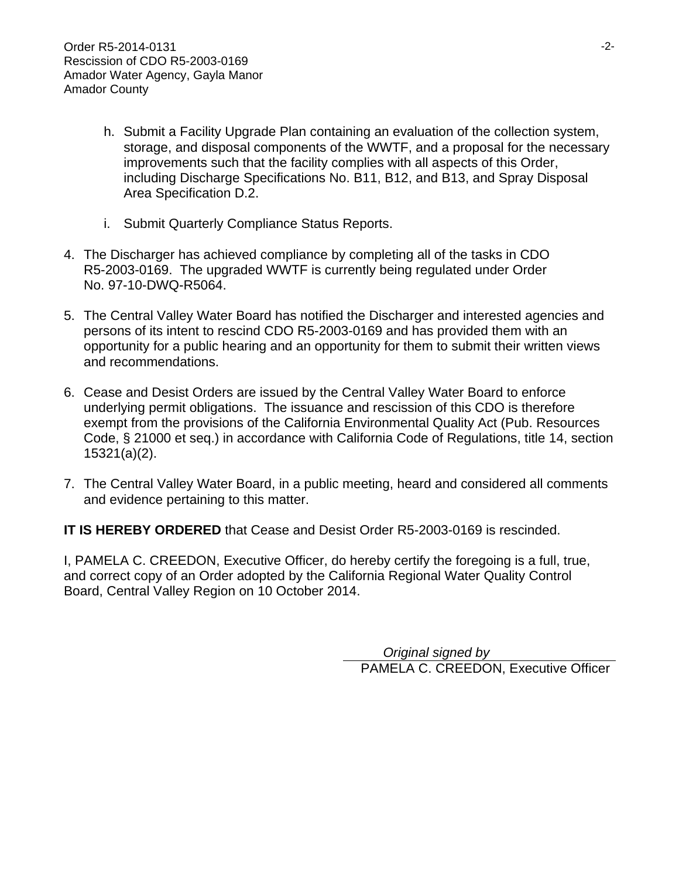h. Submit a Facility Upgrade Plan containing an evaluation of the collection system, storage, and disposal components of the WWTF, and a proposal for the necessary improvements such that the facility complies with all aspects of this Order, including Discharge Specifications No. B11, B12, and B13, and Spray Disposal Area Specification D.2.

i. Submit Quarterly Compliance Status Reports.

4. The Discharger has achieved compliance by completing all of the tasks in CDO R5-2003-0169. The upgraded WWTF is currently being regulated under Order No. 97-10-DWQ-R5064.

5. The Central Valley Water Board has notified the Discharger and interested agencies and persons of its intent to rescind CDO R5-2003-0169 and has provided them with an opportunity for a public hearing and an opportunity for them to submit their written views and recommendations.

6. Cease and Desist Orders are issued by the Central Valley Water Board to enforce underlying permit obligations. The issuance and rescission of this CDO is therefore exempt from the provisions of the California Environmental Quality Act (Pub. Resources Code, § 21000 et seq.) in accordance with California Code of Regulations, title 14, section 15321(a)(2).

7. The Central Valley Water Board, in a public meeting, heard and considered all comments and evidence pertaining to this matter.

**IT IS HEREBY ORDERED** that Cease and Desist Order R5-2003-0169 is rescinded.

I, PAMELA C. CREEDON, Executive Officer, do hereby certify the foregoing is a full, true, and correct copy of an Order adopted by the California Regional Water Quality Control Board, Central Valley Region on 10 October 2014.

*Original signed by*

PAMELA C. CREEDON, Executive Officer